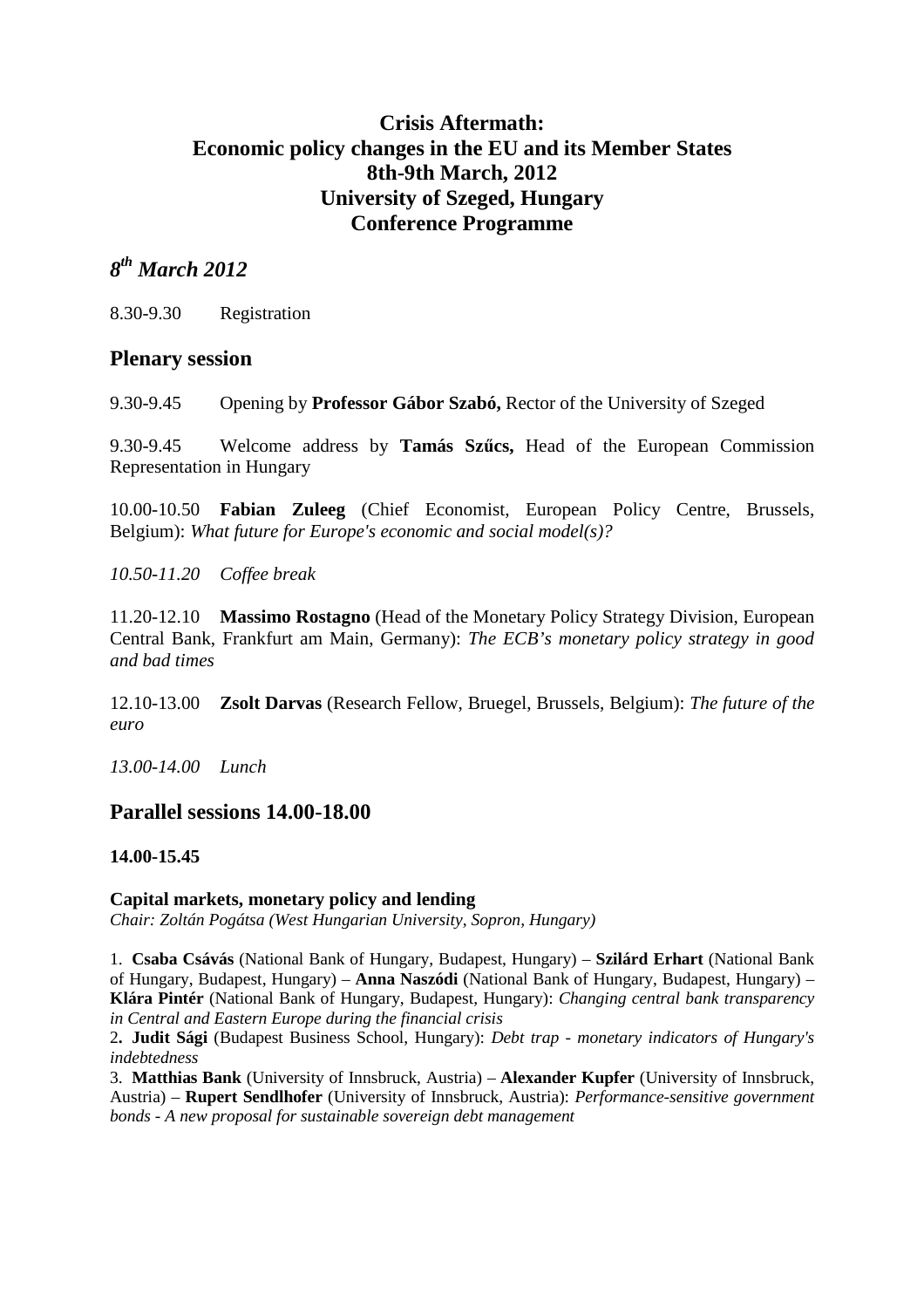# Crisis Aftermath: Economic policy changes in the EU and its Member States 8th-9th March, 2012 University of Szeged, Hungary Conference Programme

## *8th March 2012*

8.30-9.30 Registration

## Plenary session

9.30-9.45 Opening by **Professor Gábor Szabó,** Rector of the University of Szeged

9.30-9.45 Welcome address by **Tamás Szűcs,** Head of the European Commission Representation in Hungary

10.00-10.50 **Fabian Zuleeg** (Chief Economist, European Policy Centre, Brussels, Belgium): *What future for Europe's economic and social model(s)?*

*10.50-11.20 Coffee break*

11.20-12.10 **Massimo Rostagno** (Head of the Monetary Policy Strategy Division, European Central Bank, Frankfurt am Main, Germany): *The ECB's monetary policy strategy in good and bad times*

12.10-13.00 **Zsolt Darvas** (Research Fellow, Bruegel, Brussels, Belgium): *The future of the euro*

*13.00-14.00 Lunch*

## Parallel sessions 14.00-18.00

**14.00-15.45**

**Capital markets, monetary policy and lending**
*Chair: Zoltán Pogátsa (West Hungarian University, Sopron, Hungary)*

1. **Csaba Csávás** (National Bank of Hungary, Budapest, Hungary) – **Szilárd Erhart** (National Bank of Hungary, Budapest, Hungary) – **Anna Naszódi** (National Bank of Hungary, Budapest, Hungary) – **Klára Pintér** (National Bank of Hungary, Budapest, Hungary): *Changing central bank transparency in Central and Eastern Europe during the financial crisis*
2. **Judit Sági** (Budapest Business School, Hungary): *Debt trap - monetary indicators of Hungary's indebtedness*
3. **Matthias Bank** (University of Innsbruck, Austria) – **Alexander Kupfer** (University of Innsbruck, Austria) – **Rupert Sendlhofer** (University of Innsbruck, Austria): *Performance-sensitive government bonds - A new proposal for sustainable sovereign debt management*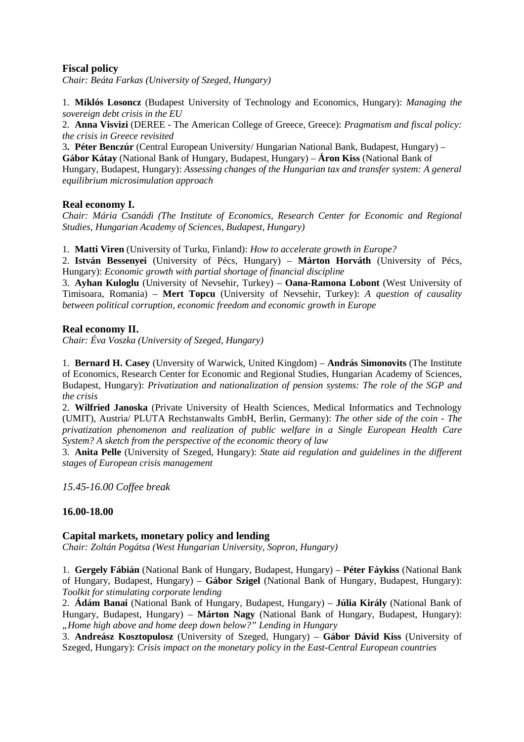### Fiscal policy

*Chair: Beáta Farkas (University of Szeged, Hungary)*

1. **Miklós Losoncz** (Budapest University of Technology and Economics, Hungary): *Managing the sovereign debt crisis in the EU*
2. **Anna Visvizi** (DEREE - The American College of Greece, Greece): *Pragmatism and fiscal policy: the crisis in Greece revisited*
3. **Péter Benczúr** (Central European University/ Hungarian National Bank, Budapest, Hungary) – **Gábor Kátay** (National Bank of Hungary, Budapest, Hungary) – **Áron Kiss** (National Bank of Hungary, Budapest, Hungary): *Assessing changes of the Hungarian tax and transfer system: A general equilibrium microsimulation approach*

### Real economy I.

*Chair: Mária Csanádi (The Institute of Economics, Research Center for Economic and Regional Studies, Hungarian Academy of Sciences, Budapest, Hungary)*

1. **Matti Viren** (University of Turku, Finland): *How to accelerate growth in Europe?*
2. **István Bessenyei** (University of Pécs, Hungary) – **Márton Horváth** (University of Pécs, Hungary): *Economic growth with partial shortage of financial discipline*
3. **Ayhan Kuloglu** (University of Nevsehir, Turkey) – **Oana-Ramona Lobont** (West University of Timisoara, Romania) – **Mert Topcu** (University of Nevsehir, Turkey): *A question of causality between political corruption, economic freedom and economic growth in Europe*

### Real economy II.

*Chair: Éva Voszka (University of Szeged, Hungary)*

1. **Bernard H. Casey** (Unversity of Warwick, United Kingdom) – **András Simonovits** (The Institute of Economics, Research Center for Economic and Regional Studies, Hungarian Academy of Sciences, Budapest, Hungary): *Privatization and nationalization of pension systems: The role of the SGP and the crisis*
2. **Wilfried Janoska** (Private University of Health Sciences, Medical Informatics and Technology (UMIT), Austria/ PLUTA Rechstanwalts GmbH, Berlin, Germany): *The other side of the coin - The privatization phenomenon and realization of public welfare in a Single European Health Care System? A sketch from the perspective of the economic theory of law*
3. **Anita Pelle** (University of Szeged, Hungary): *State aid regulation and guidelines in the different stages of European crisis management*

*15.45-16.00 Coffee break*

**16.00-18.00**

### Capital markets, monetary policy and lending

*Chair: Zoltán Pogátsa (West Hungarian University, Sopron, Hungary)*

1. **Gergely Fábián** (National Bank of Hungary, Budapest, Hungary) – **Péter Fáykiss** (National Bank of Hungary, Budapest, Hungary) – **Gábor Szigel** (National Bank of Hungary, Budapest, Hungary): *Toolkit for stimulating corporate lending*
2. **Ádám Banai** (National Bank of Hungary, Budapest, Hungary) – **Júlia Király** (National Bank of Hungary, Budapest, Hungary) – **Márton Nagy** (National Bank of Hungary, Budapest, Hungary): *„Home high above and home deep down below?" Lending in Hungary*
3. **Andreász Kosztopulosz** (University of Szeged, Hungary) – **Gábor Dávid Kiss** (University of Szeged, Hungary): *Crisis impact on the monetary policy in the East-Central European countries*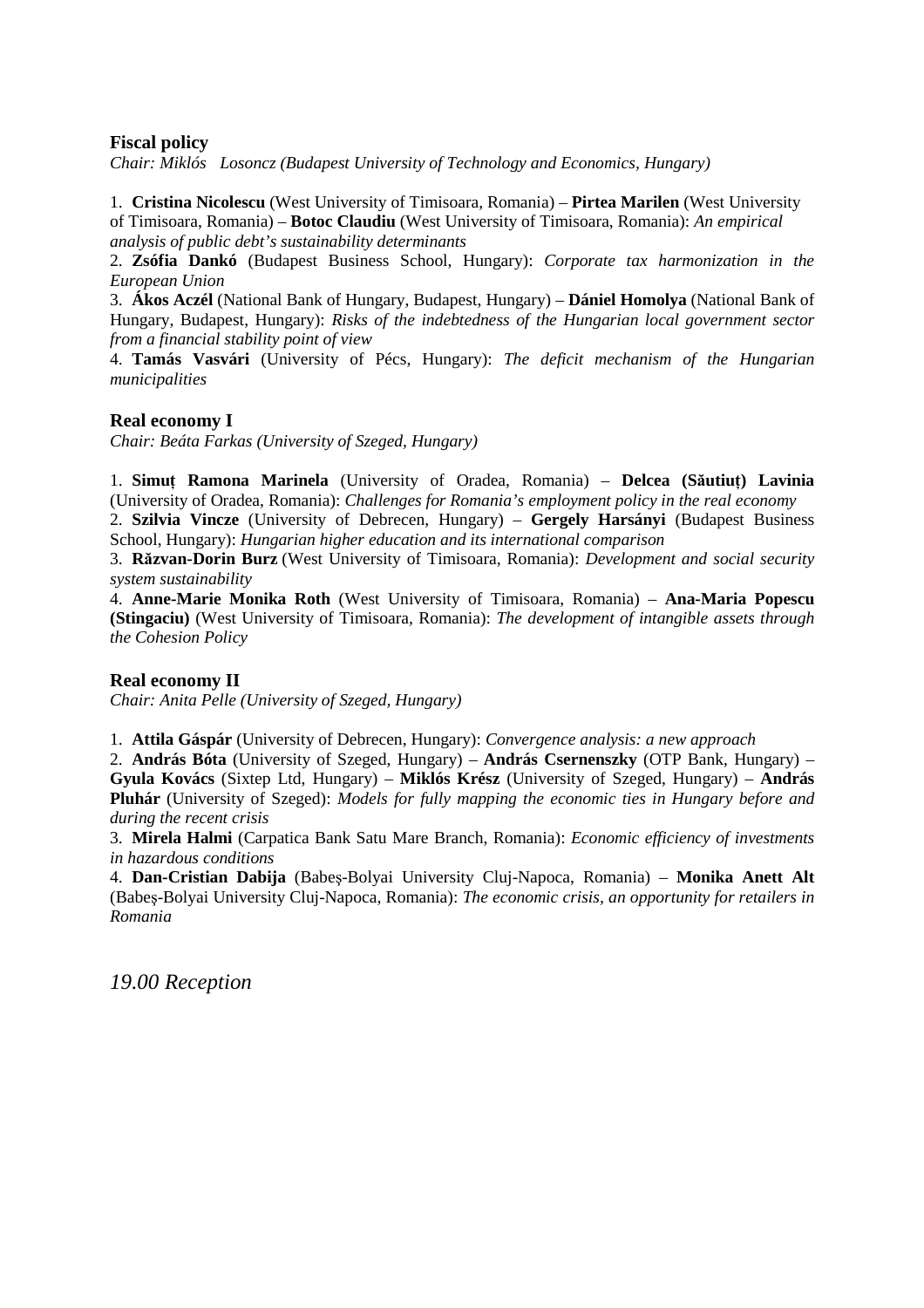### Fiscal policy

*Chair: Miklós Losoncz (Budapest University of Technology and Economics, Hungary)*

1. **Cristina Nicolescu** (West University of Timisoara, Romania) – **Pirtea Marilen** (West University of Timisoara, Romania) – **Botoc Claudiu** (West University of Timisoara, Romania): *An empirical analysis of public debt's sustainability determinants*
2. **Zsófia Dankó** (Budapest Business School, Hungary): *Corporate tax harmonization in the European Union*
3. **Ákos Aczél** (National Bank of Hungary, Budapest, Hungary) – **Dániel Homolya** (National Bank of Hungary, Budapest, Hungary): *Risks of the indebtedness of the Hungarian local government sector from a financial stability point of view*
4. **Tamás Vasvári** (University of Pécs, Hungary): *The deficit mechanism of the Hungarian municipalities*

### Real economy I

*Chair: Beáta Farkas (University of Szeged, Hungary)*

1. **Simuț Ramona Marinela** (University of Oradea, Romania) – **Delcea (Săutiuț) Lavinia** (University of Oradea, Romania): *Challenges for Romania's employment policy in the real economy*
2. **Szilvia Vincze** (University of Debrecen, Hungary) – **Gergely Harsányi** (Budapest Business School, Hungary): *Hungarian higher education and its international comparison*
3. **Răzvan-Dorin Burz** (West University of Timisoara, Romania): *Development and social security system sustainability*
4. **Anne-Marie Monika Roth** (West University of Timisoara, Romania) – **Ana-Maria Popescu (Stingaciu)** (West University of Timisoara, Romania): *The development of intangible assets through the Cohesion Policy*

### Real economy II

*Chair: Anita Pelle (University of Szeged, Hungary)*

1. **Attila Gáspár** (University of Debrecen, Hungary): *Convergence analysis: a new approach*
2. **András Bóta** (University of Szeged, Hungary) – **András Csernenszky** (OTP Bank, Hungary) – **Gyula Kovács** (Sixtep Ltd, Hungary) – **Miklós Krész** (University of Szeged, Hungary) – **András Pluhár** (University of Szeged): *Models for fully mapping the economic ties in Hungary before and during the recent crisis*
3. **Mirela Halmi** (Carpatica Bank Satu Mare Branch, Romania): *Economic efficiency of investments in hazardous conditions*
4. **Dan-Cristian Dabija** (Babeş-Bolyai University Cluj-Napoca, Romania) – **Monika Anett Alt** (Babeş-Bolyai University Cluj-Napoca, Romania): *The economic crisis, an opportunity for retailers in Romania*

*19.00 Reception*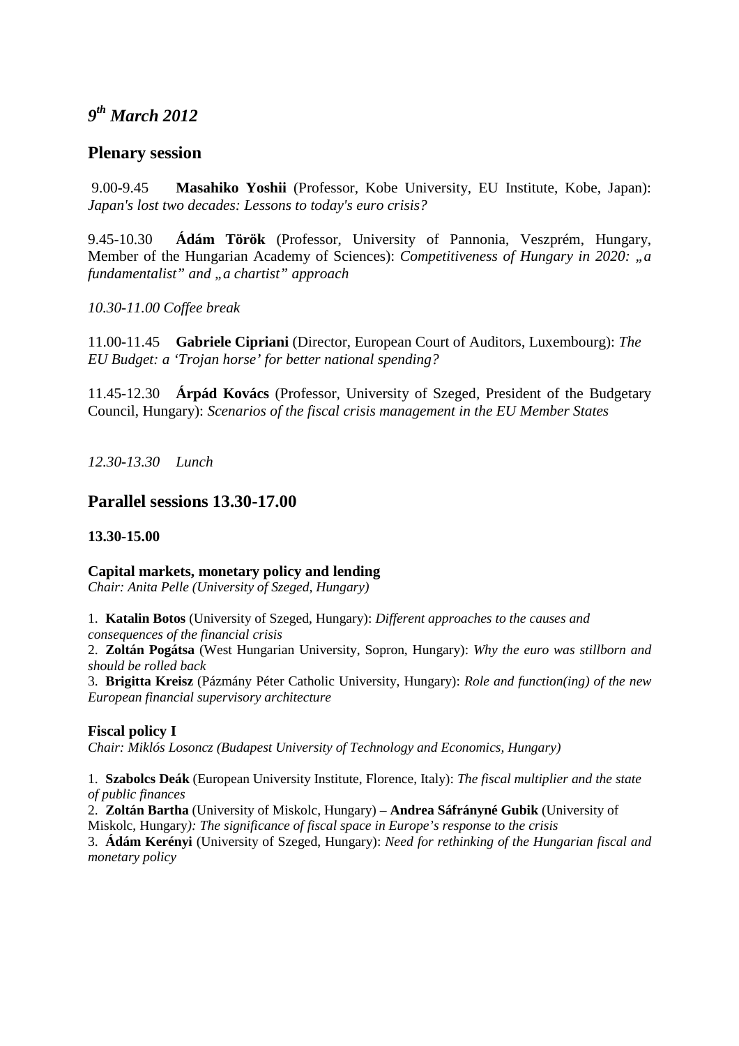## *9th March 2012*

## Plenary session

9.00-9.45 **Masahiko Yoshii** (Professor, Kobe University, EU Institute, Kobe, Japan): *Japan's lost two decades: Lessons to today's euro crisis?*

9.45-10.30 **Ádám Török** (Professor, University of Pannonia, Veszprém, Hungary, Member of the Hungarian Academy of Sciences): *Competitiveness of Hungary in 2020: „a fundamentalist" and „a chartist" approach*

*10.30-11.00 Coffee break*

11.00-11.45 **Gabriele Cipriani** (Director, European Court of Auditors, Luxembourg): *The EU Budget: a 'Trojan horse' for better national spending?*

11.45-12.30 **Árpád Kovács** (Professor, University of Szeged, President of the Budgetary Council, Hungary): *Scenarios of the fiscal crisis management in the EU Member States*

*12.30-13.30 Lunch*

## Parallel sessions 13.30-17.00

**13.30-15.00**

**Capital markets, monetary policy and lending**
*Chair: Anita Pelle (University of Szeged, Hungary)*

1. **Katalin Botos** (University of Szeged, Hungary): *Different approaches to the causes and consequences of the financial crisis*
2. **Zoltán Pogátsa** (West Hungarian University, Sopron, Hungary): *Why the euro was stillborn and should be rolled back*
3. **Brigitta Kreisz** (Pázmány Péter Catholic University, Hungary): *Role and function(ing) of the new European financial supervisory architecture*

**Fiscal policy I**
*Chair: Miklós Losoncz (Budapest University of Technology and Economics, Hungary)*

1. **Szabolcs Deák** (European University Institute, Florence, Italy): *The fiscal multiplier and the state of public finances*
2. **Zoltán Bartha** (University of Miskolc, Hungary) – **Andrea Sáfrányné Gubik** (University of Miskolc, Hungary)*: The significance of fiscal space in Europe's response to the crisis*
3. **Ádám Kerényi** (University of Szeged, Hungary): *Need for rethinking of the Hungarian fiscal and monetary policy*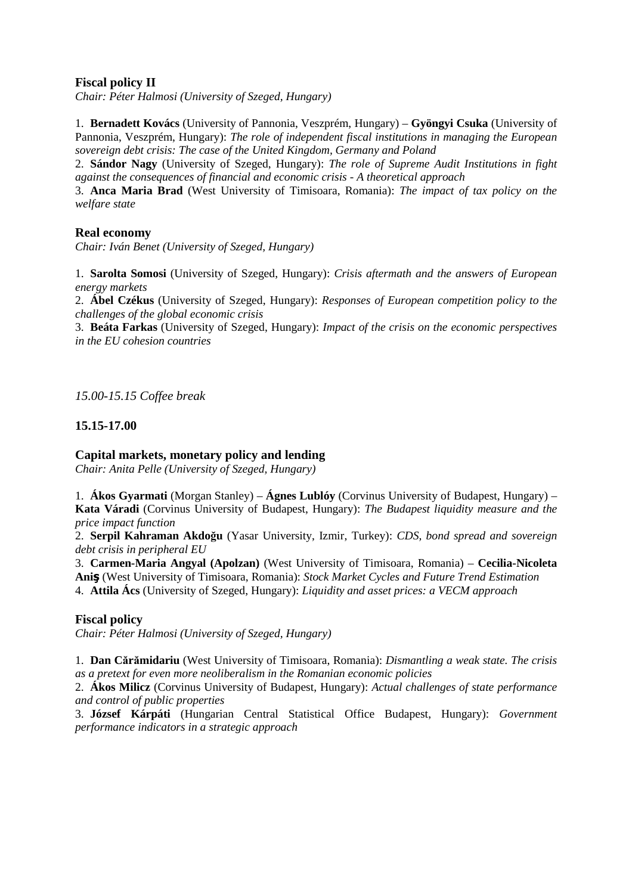### Fiscal policy II

*Chair: Péter Halmosi (University of Szeged, Hungary)*

1. **Bernadett Kovács** (University of Pannonia, Veszprém, Hungary) – **Gyöngyi Csuka** (University of Pannonia, Veszprém, Hungary): *The role of independent fiscal institutions in managing the European sovereign debt crisis: The case of the United Kingdom, Germany and Poland*
2. **Sándor Nagy** (University of Szeged, Hungary): *The role of Supreme Audit Institutions in fight against the consequences of financial and economic crisis - A theoretical approach*
3. **Anca Maria Brad** (West University of Timisoara, Romania): *The impact of tax policy on the welfare state*

### Real economy

*Chair: Iván Benet (University of Szeged, Hungary)*

1. **Sarolta Somosi** (University of Szeged, Hungary): *Crisis aftermath and the answers of European energy markets*
2. **Ábel Czékus** (University of Szeged, Hungary): *Responses of European competition policy to the challenges of the global economic crisis*
3. **Beáta Farkas** (University of Szeged, Hungary): *Impact of the crisis on the economic perspectives in the EU cohesion countries*

*15.00-15.15 Coffee break*

**15.15-17.00**

### Capital markets, monetary policy and lending

*Chair: Anita Pelle (University of Szeged, Hungary)*

1. **Ákos Gyarmati** (Morgan Stanley) – **Ágnes Lublóy** (Corvinus University of Budapest, Hungary) – **Kata Váradi** (Corvinus University of Budapest, Hungary): *The Budapest liquidity measure and the price impact function*
2. **Serpil Kahraman Akdoğu** (Yasar University, Izmir, Turkey): *CDS, bond spread and sovereign debt crisis in peripheral EU*
3. **Carmen-Maria Angyal (Apolzan)** (West University of Timisoara, Romania) – **Cecilia-Nicoleta Aniş** (West University of Timisoara, Romania): *Stock Market Cycles and Future Trend Estimation*
4. **Attila Ács** (University of Szeged, Hungary): *Liquidity and asset prices: a VECM approach*

### Fiscal policy

*Chair: Péter Halmosi (University of Szeged, Hungary)*

1. **Dan Cărămidariu** (West University of Timisoara, Romania): *Dismantling a weak state. The crisis as a pretext for even more neoliberalism in the Romanian economic policies*
2. **Ákos Milicz** (Corvinus University of Budapest, Hungary): *Actual challenges of state performance and control of public properties*
3. **József Kárpáti** (Hungarian Central Statistical Office Budapest, Hungary): *Government performance indicators in a strategic approach*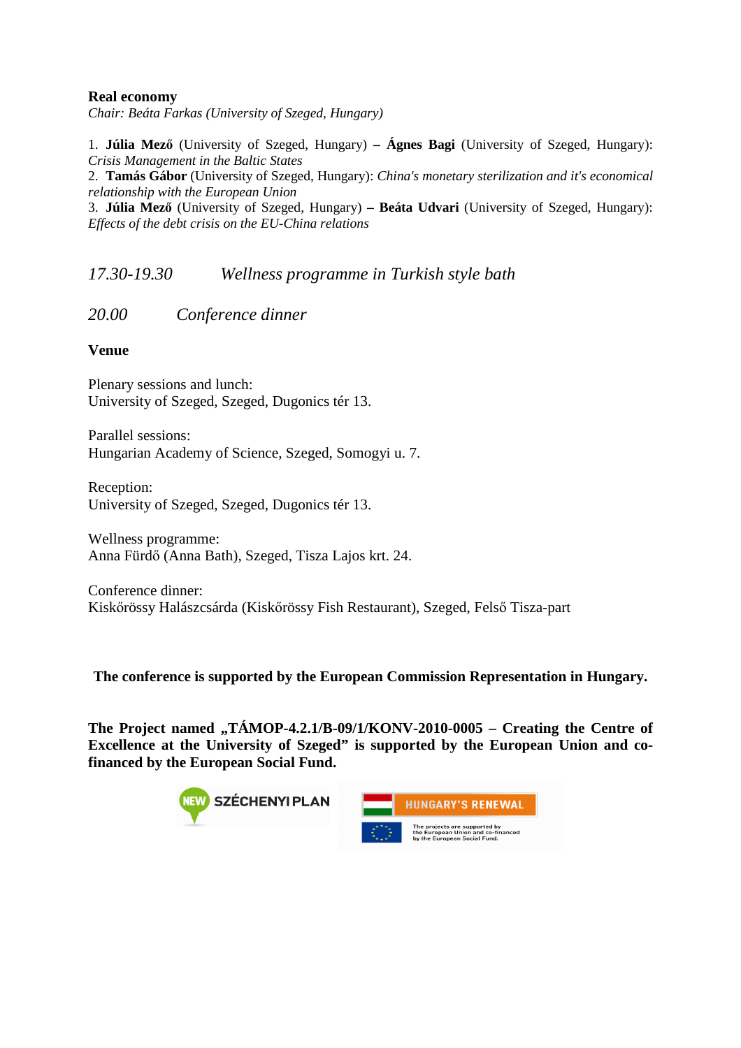**Real economy**

*Chair: Beáta Farkas (University of Szeged, Hungary)*

1. **Júlia Mező** (University of Szeged, Hungary) **– Ágnes Bagi** (University of Szeged, Hungary): *Crisis Management in the Baltic States*
2. **Tamás Gábor** (University of Szeged, Hungary): *China's monetary sterilization and it's economical relationship with the European Union*
3. **Júlia Mező** (University of Szeged, Hungary) **– Beáta Udvari** (University of Szeged, Hungary): *Effects of the debt crisis on the EU-China relations*

*17.30-19.30 Wellness programme in Turkish style bath*

*20.00 Conference dinner*

**Venue**

Plenary sessions and lunch:
University of Szeged, Szeged, Dugonics tér 13.

Parallel sessions:
Hungarian Academy of Science, Szeged, Somogyi u. 7.

Reception:
University of Szeged, Szeged, Dugonics tér 13.

Wellness programme:
Anna Fürdő (Anna Bath), Szeged, Tisza Lajos krt. 24.

Conference dinner:
Kiskőrössy Halászcsárda (Kiskőrössy Fish Restaurant), Szeged, Felső Tisza-part

**The conference is supported by the European Commission Representation in Hungary.**

**The Project named „TÁMOP-4.2.1/B-09/1/KONV-2010-0005 – Creating the Centre of Excellence at the University of Szeged" is supported by the European Union and co-financed by the European Social Fund.**

NEW SZÉCHENYI PLAN

HUNGARY'S RENEWAL

The projects are supported by the European Union and co-financed by the European Social Fund.